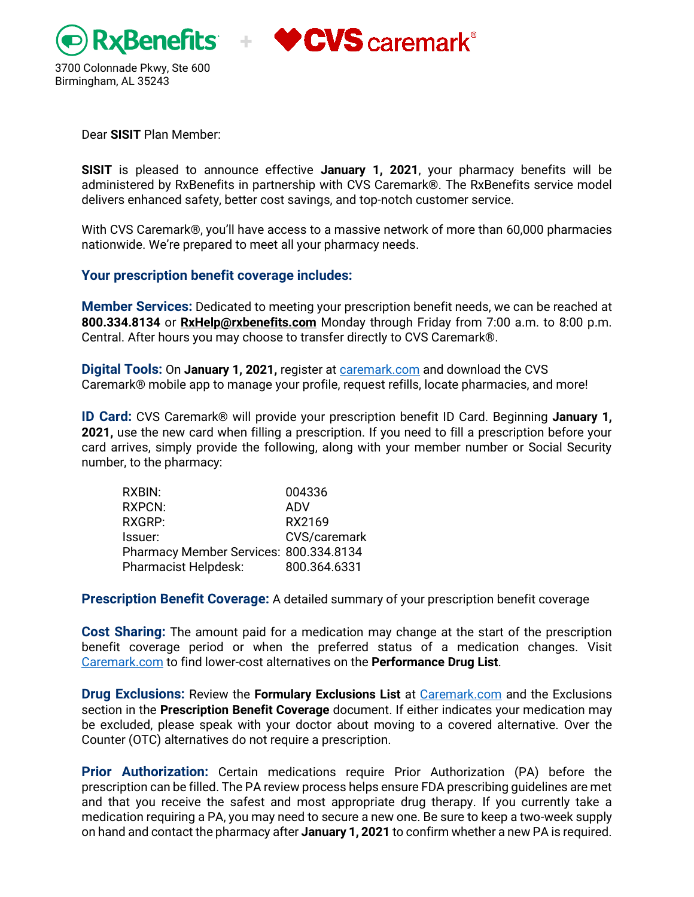RxBenefits + CVS caremark®

3700 Colonnade Pkwy, Ste 600
Birmingham, AL 35243

Dear **SISIT** Plan Member:

**SISIT** is pleased to announce effective **January 1, 2021**, your pharmacy benefits will be administered by RxBenefits in partnership with CVS Caremark®. The RxBenefits service model delivers enhanced safety, better cost savings, and top-notch customer service.

With CVS Caremark®, you'll have access to a massive network of more than 60,000 pharmacies nationwide. We're prepared to meet all your pharmacy needs.

## Your prescription benefit coverage includes:

**Member Services:** Dedicated to meeting your prescription benefit needs, we can be reached at **800.334.8134** or **RxHelp@rxbenefits.com** Monday through Friday from 7:00 a.m. to 8:00 p.m. Central. After hours you may choose to transfer directly to CVS Caremark®.

**Digital Tools:** On **January 1, 2021,** register at caremark.com and download the CVS Caremark® mobile app to manage your profile, request refills, locate pharmacies, and more!

**ID Card:** CVS Caremark® will provide your prescription benefit ID Card. Beginning **January 1, 2021,** use the new card when filling a prescription. If you need to fill a prescription before your card arrives, simply provide the following, along with your member number or Social Security number, to the pharmacy:

| | |
|---|---|
| RXBIN: | 004336 |
| RXPCN: | ADV |
| RXGRP: | RX2169 |
| Issuer: | CVS/caremark |
| Pharmacy Member Services: | 800.334.8134 |
| Pharmacist Helpdesk: | 800.364.6331 |

**Prescription Benefit Coverage:** A detailed summary of your prescription benefit coverage

**Cost Sharing:** The amount paid for a medication may change at the start of the prescription benefit coverage period or when the preferred status of a medication changes. Visit Caremark.com to find lower-cost alternatives on the **Performance Drug List**.

**Drug Exclusions:** Review the **Formulary Exclusions List** at Caremark.com and the Exclusions section in the **Prescription Benefit Coverage** document. If either indicates your medication may be excluded, please speak with your doctor about moving to a covered alternative. Over the Counter (OTC) alternatives do not require a prescription.

**Prior Authorization:** Certain medications require Prior Authorization (PA) before the prescription can be filled. The PA review process helps ensure FDA prescribing guidelines are met and that you receive the safest and most appropriate drug therapy. If you currently take a medication requiring a PA, you may need to secure a new one. Be sure to keep a two-week supply on hand and contact the pharmacy after **January 1, 2021** to confirm whether a new PA is required.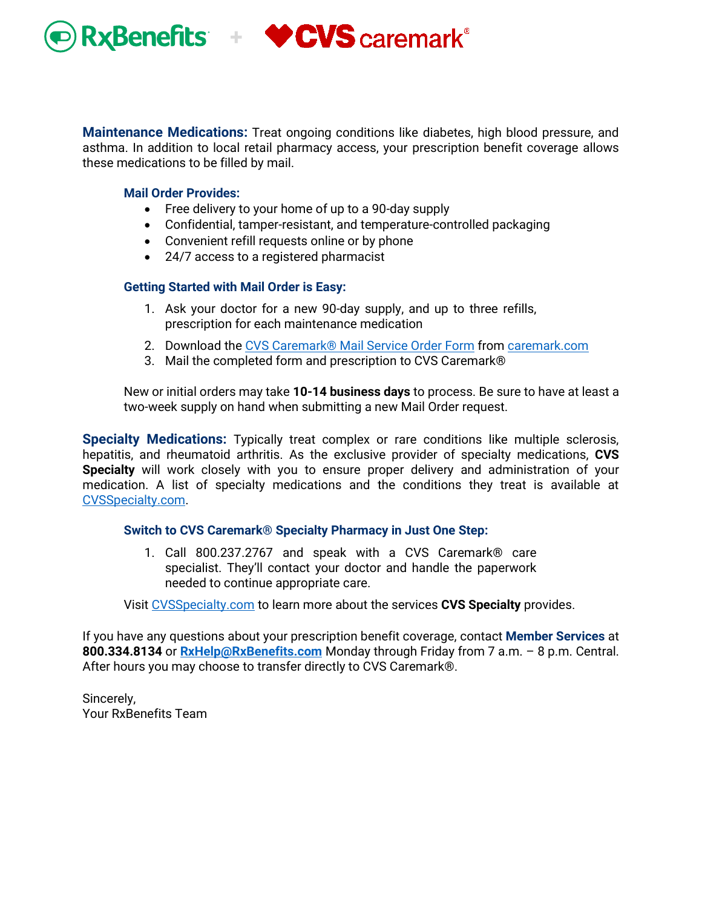**Maintenance Medications:** Treat ongoing conditions like diabetes, high blood pressure, and asthma. In addition to local retail pharmacy access, your prescription benefit coverage allows these medications to be filled by mail.

**Mail Order Provides:**

- Free delivery to your home of up to a 90-day supply
- Confidential, tamper-resistant, and temperature-controlled packaging
- Convenient refill requests online or by phone
- 24/7 access to a registered pharmacist

**Getting Started with Mail Order is Easy:**

1. Ask your doctor for a new 90-day supply, and up to three refills, prescription for each maintenance medication
2. Download the [CVS Caremark® Mail Service Order Form]() from [caremark.com]()
3. Mail the completed form and prescription to CVS Caremark®

New or initial orders may take **10-14 business days** to process. Be sure to have at least a two-week supply on hand when submitting a new Mail Order request.

**Specialty Medications:** Typically treat complex or rare conditions like multiple sclerosis, hepatitis, and rheumatoid arthritis. As the exclusive provider of specialty medications, **CVS Specialty** will work closely with you to ensure proper delivery and administration of your medication. A list of specialty medications and the conditions they treat is available at [CVSSpecialty.com]().

**Switch to CVS Caremark® Specialty Pharmacy in Just One Step:**

1. Call 800.237.2767 and speak with a CVS Caremark® care specialist. They'll contact your doctor and handle the paperwork needed to continue appropriate care.

Visit [CVSSpecialty.com]() to learn more about the services **CVS Specialty** provides.

If you have any questions about your prescription benefit coverage, contact **Member Services** at **800.334.8134** or **[RxHelp@RxBenefits.com]()** Monday through Friday from 7 a.m. – 8 p.m. Central. After hours you may choose to transfer directly to CVS Caremark®.

Sincerely,
Your RxBenefits Team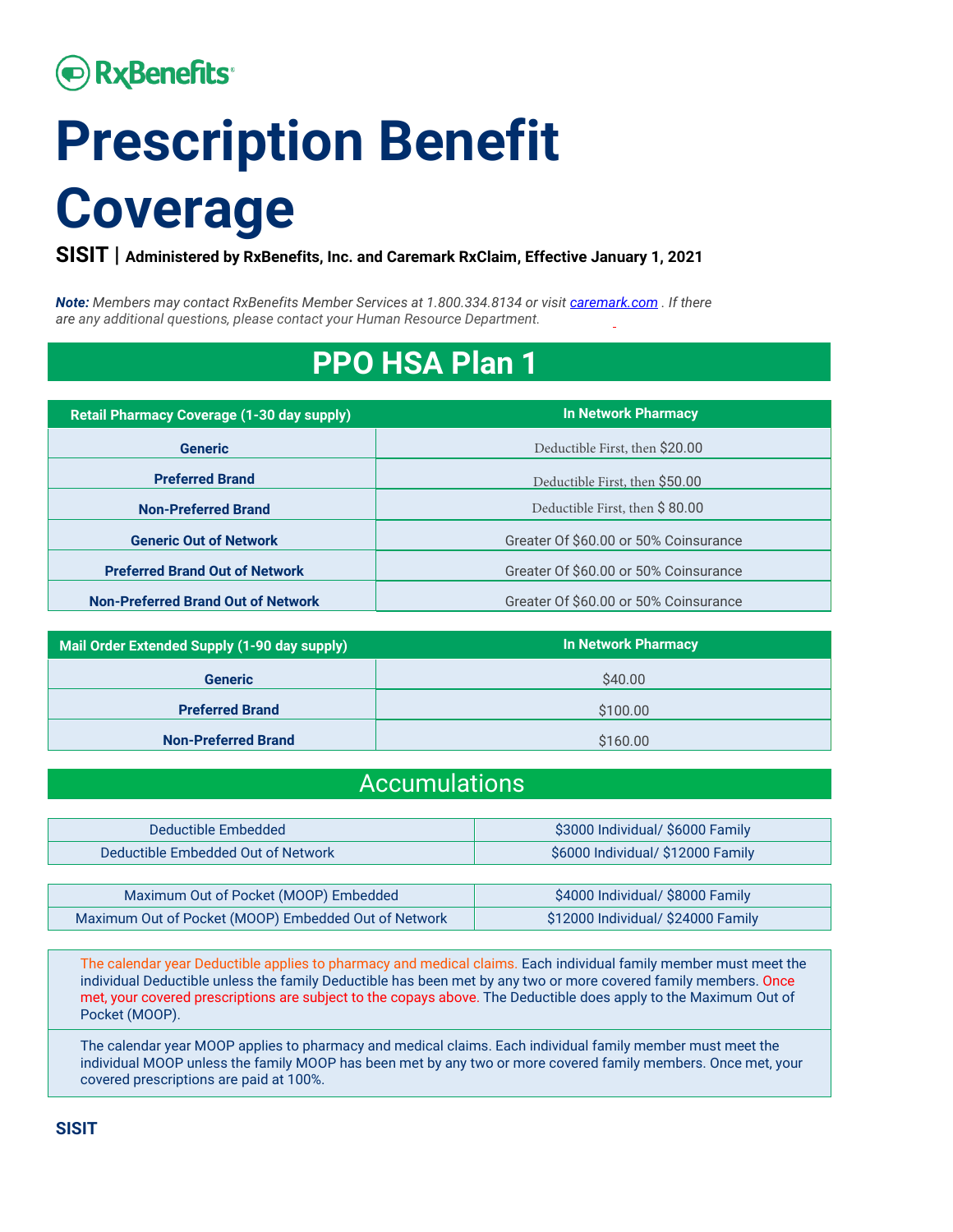RxBenefits

# Prescription Benefit Coverage

**SISIT | Administered by RxBenefits, Inc. and Caremark RxClaim, Effective January 1, 2021**

***Note:*** *Members may contact RxBenefits Member Services at 1.800.334.8134 or visit caremark.com . If there are any additional questions, please contact your Human Resource Department.*

## PPO HSA Plan 1

| Retail Pharmacy Coverage (1-30 day supply) | In Network Pharmacy |
| --- | --- |
| Generic | Deductible First, then $20.00 |
| Preferred Brand | Deductible First, then $50.00 |
| Non-Preferred Brand | Deductible First, then $ 80.00 |
| Generic Out of Network | Greater Of $60.00 or 50% Coinsurance |
| Preferred Brand Out of Network | Greater Of $60.00 or 50% Coinsurance |
| Non-Preferred Brand Out of Network | Greater Of $60.00 or 50% Coinsurance |

| Mail Order Extended Supply (1-90 day supply) | In Network Pharmacy |
| --- | --- |
| Generic | $40.00 |
| Preferred Brand | $100.00 |
| Non-Preferred Brand | $160.00 |

## Accumulations

| | |
| --- | --- |
| Deductible Embedded | $3000 Individual/ $6000 Family |
| Deductible Embedded Out of Network | $6000 Individual/ $12000 Family |

| | |
| --- | --- |
| Maximum Out of Pocket (MOOP) Embedded | $4000 Individual/ $8000 Family |
| Maximum Out of Pocket (MOOP) Embedded Out of Network | $12000 Individual/ $24000 Family |

The calendar year Deductible applies to pharmacy and medical claims. Each individual family member must meet the individual Deductible unless the family Deductible has been met by any two or more covered family members. Once met, your covered prescriptions are subject to the copays above. The Deductible does apply to the Maximum Out of Pocket (MOOP).

The calendar year MOOP applies to pharmacy and medical claims. Each individual family member must meet the individual MOOP unless the family MOOP has been met by any two or more covered family members. Once met, your covered prescriptions are paid at 100%.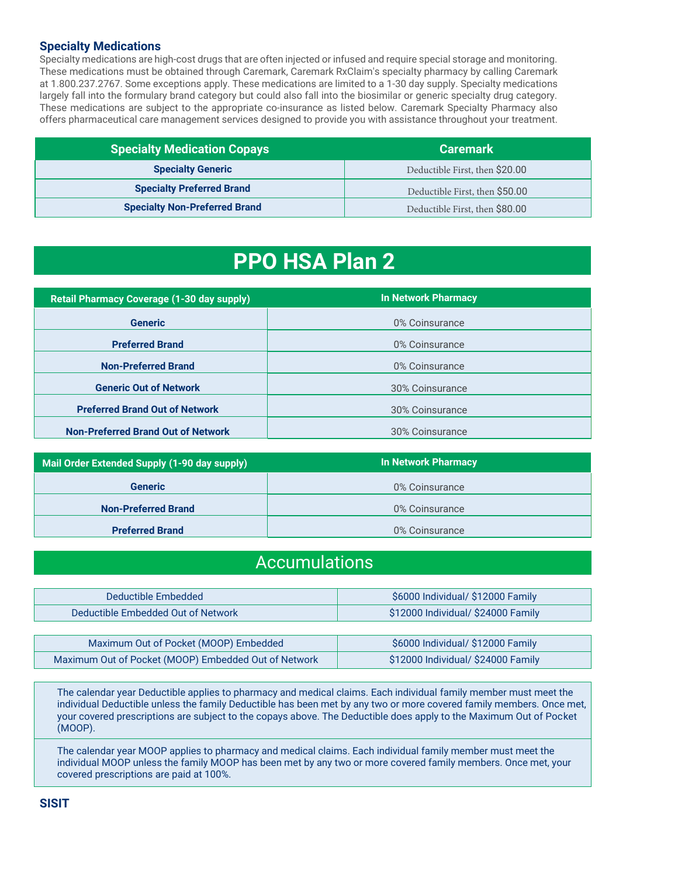### Specialty Medications

Specialty medications are high-cost drugs that are often injected or infused and require special storage and monitoring. These medications must be obtained through Caremark, Caremark RxClaim's specialty pharmacy by calling Caremark at 1.800.237.2767. Some exceptions apply. These medications are limited to a 1-30 day supply. Specialty medications largely fall into the formulary brand category but could also fall into the biosimilar or generic specialty drug category. These medications are subject to the appropriate co-insurance as listed below. Caremark Specialty Pharmacy also offers pharmaceutical care management services designed to provide you with assistance throughout your treatment.

| Specialty Medication Copays | Caremark |
|---|---|
| Specialty Generic | Deductible First, then $20.00 |
| Specialty Preferred Brand | Deductible First, then $50.00 |
| Specialty Non-Preferred Brand | Deductible First, then $80.00 |

# PPO HSA Plan 2

| Retail Pharmacy Coverage (1-30 day supply) | In Network Pharmacy |
|---|---|
| Generic | 0% Coinsurance |
| Preferred Brand | 0% Coinsurance |
| Non-Preferred Brand | 0% Coinsurance |
| Generic Out of Network | 30% Coinsurance |
| Preferred Brand Out of Network | 30% Coinsurance |
| Non-Preferred Brand Out of Network | 30% Coinsurance |

| Mail Order Extended Supply (1-90 day supply) | In Network Pharmacy |
|---|---|
| Generic | 0% Coinsurance |
| Non-Preferred Brand | 0% Coinsurance |
| Preferred Brand | 0% Coinsurance |

## Accumulations

| | |
|---|---|
| Deductible Embedded | $6000 Individual/ $12000 Family |
| Deductible Embedded Out of Network | $12000 Individual/ $24000 Family |

| | |
|---|---|
| Maximum Out of Pocket (MOOP) Embedded | $6000 Individual/ $12000 Family |
| Maximum Out of Pocket (MOOP) Embedded Out of Network | $12000 Individual/ $24000 Family |

The calendar year Deductible applies to pharmacy and medical claims. Each individual family member must meet the individual Deductible unless the family Deductible has been met by any two or more covered family members. Once met, your covered prescriptions are subject to the copays above. The Deductible does apply to the Maximum Out of Pocket (MOOP).

The calendar year MOOP applies to pharmacy and medical claims. Each individual family member must meet the individual MOOP unless the family MOOP has been met by any two or more covered family members. Once met, your covered prescriptions are paid at 100%.

### SISIT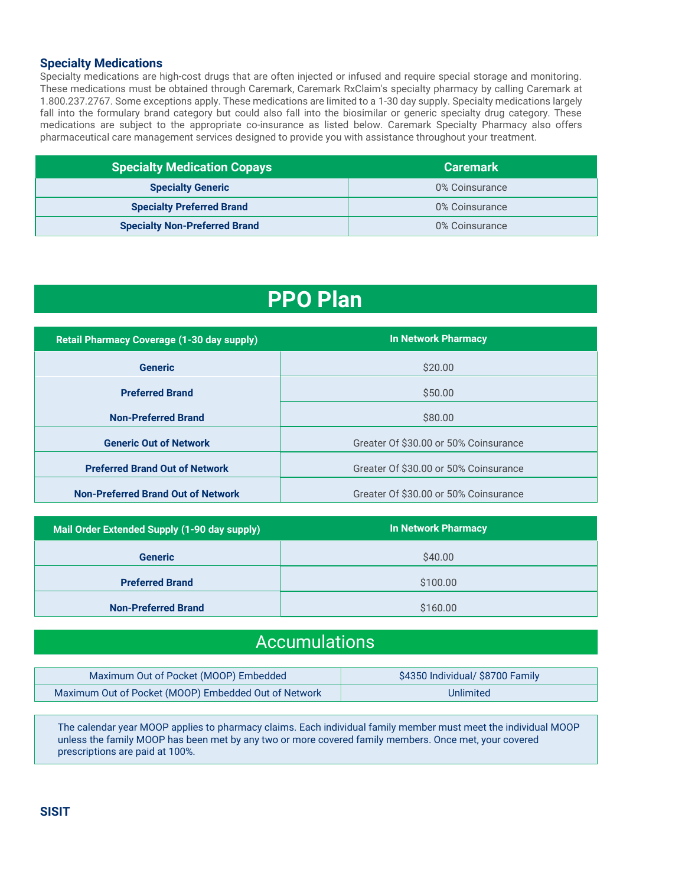### Specialty Medications

Specialty medications are high-cost drugs that are often injected or infused and require special storage and monitoring. These medications must be obtained through Caremark, Caremark RxClaim's specialty pharmacy by calling Caremark at 1.800.237.2767. Some exceptions apply. These medications are limited to a 1-30 day supply. Specialty medications largely fall into the formulary brand category but could also fall into the biosimilar or generic specialty drug category. These medications are subject to the appropriate co-insurance as listed below. Caremark Specialty Pharmacy also offers pharmaceutical care management services designed to provide you with assistance throughout your treatment.

| Specialty Medication Copays | Caremark |
|---|---|
| Specialty Generic | 0% Coinsurance |
| Specialty Preferred Brand | 0% Coinsurance |
| Specialty Non-Preferred Brand | 0% Coinsurance |

# PPO Plan

| Retail Pharmacy Coverage (1-30 day supply) | In Network Pharmacy |
|---|---|
| Generic | $20.00 |
| Preferred Brand | $50.00 |
| Non-Preferred Brand | $80.00 |
| Generic Out of Network | Greater Of $30.00 or 50% Coinsurance |
| Preferred Brand Out of Network | Greater Of $30.00 or 50% Coinsurance |
| Non-Preferred Brand Out of Network | Greater Of $30.00 or 50% Coinsurance |

| Mail Order Extended Supply (1-90 day supply) | In Network Pharmacy |
|---|---|
| Generic | $40.00 |
| Preferred Brand | $100.00 |
| Non-Preferred Brand | $160.00 |

## Accumulations

| Maximum Out of Pocket (MOOP) Embedded | $4350 Individual/ $8700 Family |
|---|---|
| Maximum Out of Pocket (MOOP) Embedded Out of Network | Unlimited |

The calendar year MOOP applies to pharmacy claims. Each individual family member must meet the individual MOOP unless the family MOOP has been met by any two or more covered family members. Once met, your covered prescriptions are paid at 100%.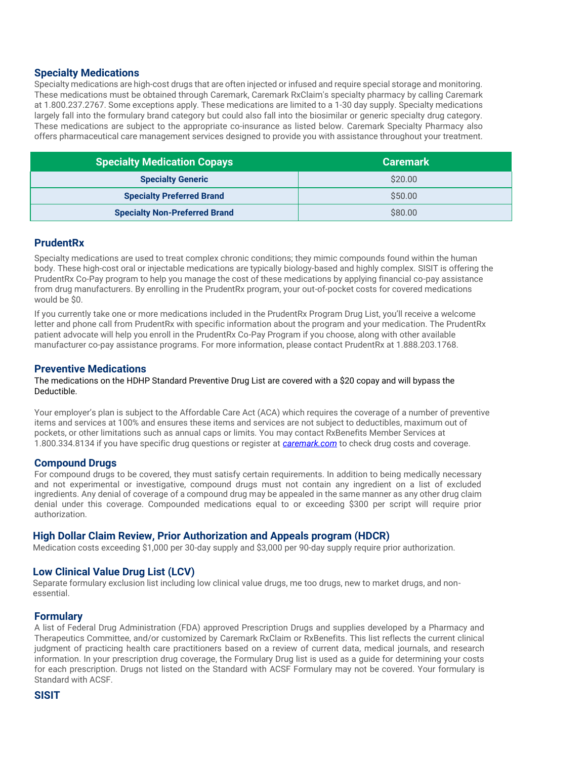## Specialty Medications

Specialty medications are high-cost drugs that are often injected or infused and require special storage and monitoring. These medications must be obtained through Caremark, Caremark RxClaim's specialty pharmacy by calling Caremark at 1.800.237.2767. Some exceptions apply. These medications are limited to a 1-30 day supply. Specialty medications largely fall into the formulary brand category but could also fall into the biosimilar or generic specialty drug category. These medications are subject to the appropriate co-insurance as listed below. Caremark Specialty Pharmacy also offers pharmaceutical care management services designed to provide you with assistance throughout your treatment.

| Specialty Medication Copays | Caremark |
|---|---|
| **Specialty Generic** | $20.00 |
| **Specialty Preferred Brand** | $50.00 |
| **Specialty Non-Preferred Brand** | $80.00 |

## PrudentRx

Specialty medications are used to treat complex chronic conditions; they mimic compounds found within the human body. These high-cost oral or injectable medications are typically biology-based and highly complex. SISIT is offering the PrudentRx Co-Pay program to help you manage the cost of these medications by applying financial co-pay assistance from drug manufacturers. By enrolling in the PrudentRx program, your out-of-pocket costs for covered medications would be $0.

If you currently take one or more medications included in the PrudentRx Program Drug List, you'll receive a welcome letter and phone call from PrudentRx with specific information about the program and your medication. The PrudentRx patient advocate will help you enroll in the PrudentRx Co-Pay Program if you choose, along with other available manufacturer co-pay assistance programs. For more information, please contact PrudentRx at 1.888.203.1768.

## Preventive Medications

The medications on the HDHP Standard Preventive Drug List are covered with a $20 copay and will bypass the Deductible.

Your employer's plan is subject to the Affordable Care Act (ACA) which requires the coverage of a number of preventive items and services at 100% and ensures these items and services are not subject to deductibles, maximum out of pockets, or other limitations such as annual caps or limits. You may contact RxBenefits Member Services at 1.800.334.8134 if you have specific drug questions or register at *caremark.com* to check drug costs and coverage.

## Compound Drugs

For compound drugs to be covered, they must satisfy certain requirements. In addition to being medically necessary and not experimental or investigative, compound drugs must not contain any ingredient on a list of excluded ingredients. Any denial of coverage of a compound drug may be appealed in the same manner as any other drug claim denial under this coverage. Compounded medications equal to or exceeding $300 per script will require prior authorization.

## High Dollar Claim Review, Prior Authorization and Appeals program (HDCR)

Medication costs exceeding $1,000 per 30-day supply and $3,000 per 90-day supply require prior authorization.

## Low Clinical Value Drug List (LCV)

Separate formulary exclusion list including low clinical value drugs, me too drugs, new to market drugs, and non-essential.

## Formulary

A list of Federal Drug Administration (FDA) approved Prescription Drugs and supplies developed by a Pharmacy and Therapeutics Committee, and/or customized by Caremark RxClaim or RxBenefits. This list reflects the current clinical judgment of practicing health care practitioners based on a review of current data, medical journals, and research information. In your prescription drug coverage, the Formulary Drug list is used as a guide for determining your costs for each prescription. Drugs not listed on the Standard with ACSF Formulary may not be covered. Your formulary is Standard with ACSF.

## SISIT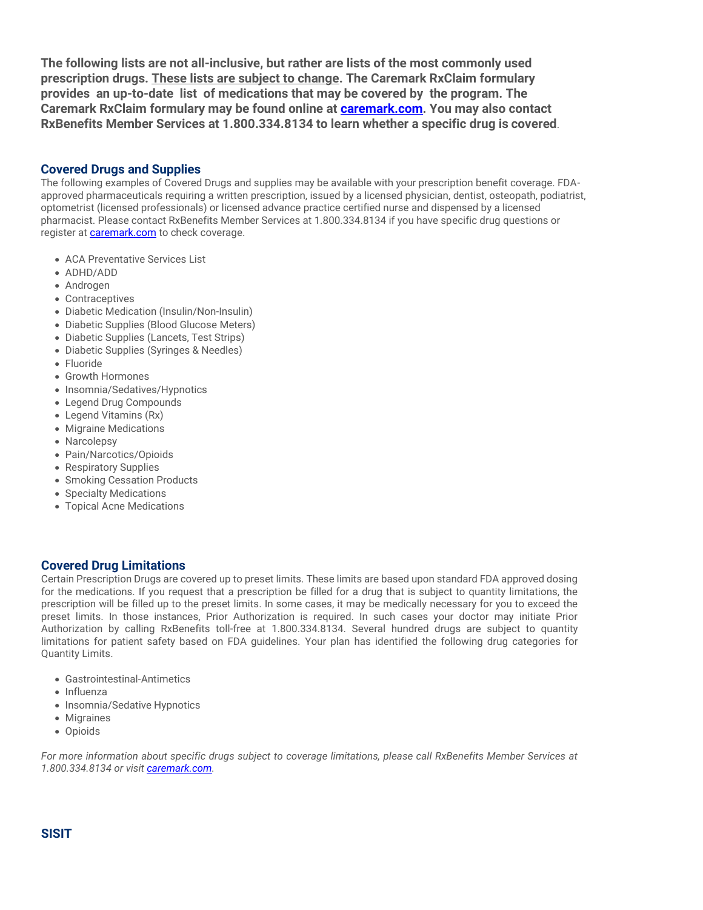**The following lists are not all-inclusive, but rather are lists of the most commonly used prescription drugs. These lists are subject to change. The Caremark RxClaim formulary provides an up-to-date list of medications that may be covered by the program. The Caremark RxClaim formulary may be found online at [caremark.com](caremark.com). You may also contact RxBenefits Member Services at 1.800.334.8134 to learn whether a specific drug is covered**.

## Covered Drugs and Supplies

The following examples of Covered Drugs and supplies may be available with your prescription benefit coverage. FDA-approved pharmaceuticals requiring a written prescription, issued by a licensed physician, dentist, osteopath, podiatrist, optometrist (licensed professionals) or licensed advance practice certified nurse and dispensed by a licensed pharmacist. Please contact RxBenefits Member Services at 1.800.334.8134 if you have specific drug questions or register at [caremark.com](caremark.com) to check coverage.

- ACA Preventative Services List
- ADHD/ADD
- Androgen
- Contraceptives
- Diabetic Medication (Insulin/Non-Insulin)
- Diabetic Supplies (Blood Glucose Meters)
- Diabetic Supplies (Lancets, Test Strips)
- Diabetic Supplies (Syringes & Needles)
- Fluoride
- Growth Hormones
- Insomnia/Sedatives/Hypnotics
- Legend Drug Compounds
- Legend Vitamins (Rx)
- Migraine Medications
- Narcolepsy
- Pain/Narcotics/Opioids
- Respiratory Supplies
- Smoking Cessation Products
- Specialty Medications
- Topical Acne Medications

## Covered Drug Limitations

Certain Prescription Drugs are covered up to preset limits. These limits are based upon standard FDA approved dosing for the medications. If you request that a prescription be filled for a drug that is subject to quantity limitations, the prescription will be filled up to the preset limits. In some cases, it may be medically necessary for you to exceed the preset limits. In those instances, Prior Authorization is required. In such cases your doctor may initiate Prior Authorization by calling RxBenefits toll-free at 1.800.334.8134. Several hundred drugs are subject to quantity limitations for patient safety based on FDA guidelines. Your plan has identified the following drug categories for Quantity Limits.

- Gastrointestinal-Antimetics
- Influenza
- Insomnia/Sedative Hypnotics
- Migraines
- Opioids

*For more information about specific drugs subject to coverage limitations, please call RxBenefits Member Services at 1.800.334.8134 or visit [caremark.com](caremark.com).*

## SISIT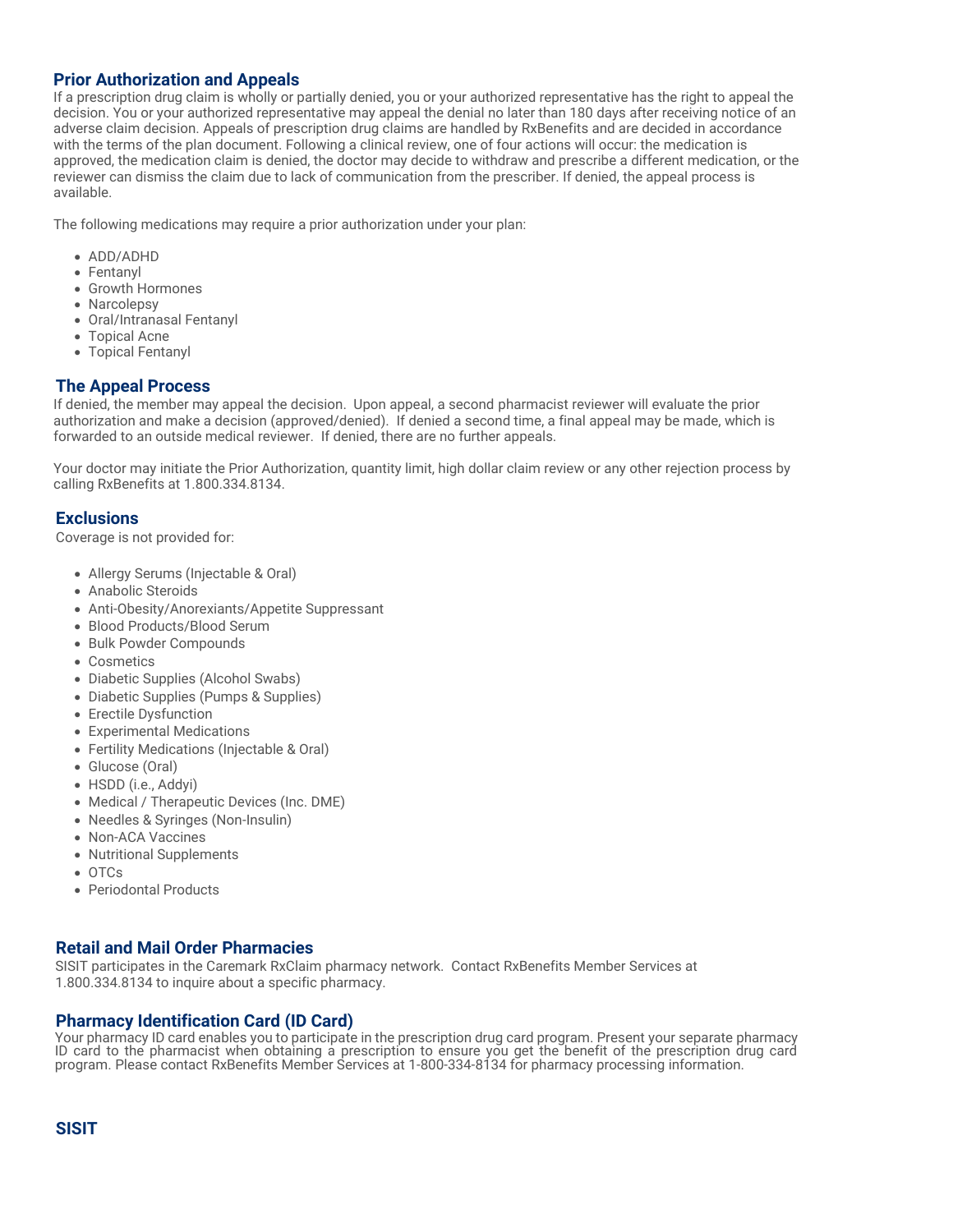## Prior Authorization and Appeals

If a prescription drug claim is wholly or partially denied, you or your authorized representative has the right to appeal the decision. You or your authorized representative may appeal the denial no later than 180 days after receiving notice of an adverse claim decision. Appeals of prescription drug claims are handled by RxBenefits and are decided in accordance with the terms of the plan document. Following a clinical review, one of four actions will occur: the medication is approved, the medication claim is denied, the doctor may decide to withdraw and prescribe a different medication, or the reviewer can dismiss the claim due to lack of communication from the prescriber. If denied, the appeal process is available.

The following medications may require a prior authorization under your plan:

- ADD/ADHD
- Fentanyl
- Growth Hormones
- Narcolepsy
- Oral/Intranasal Fentanyl
- Topical Acne
- Topical Fentanyl

## The Appeal Process

If denied, the member may appeal the decision. Upon appeal, a second pharmacist reviewer will evaluate the prior authorization and make a decision (approved/denied). If denied a second time, a final appeal may be made, which is forwarded to an outside medical reviewer. If denied, there are no further appeals.

Your doctor may initiate the Prior Authorization, quantity limit, high dollar claim review or any other rejection process by calling RxBenefits at 1.800.334.8134.

## Exclusions

Coverage is not provided for:

- Allergy Serums (Injectable & Oral)
- Anabolic Steroids
- Anti-Obesity/Anorexiants/Appetite Suppressant
- Blood Products/Blood Serum
- Bulk Powder Compounds
- Cosmetics
- Diabetic Supplies (Alcohol Swabs)
- Diabetic Supplies (Pumps & Supplies)
- Erectile Dysfunction
- Experimental Medications
- Fertility Medications (Injectable & Oral)
- Glucose (Oral)
- HSDD (i.e., Addyi)
- Medical / Therapeutic Devices (Inc. DME)
- Needles & Syringes (Non-Insulin)
- Non-ACA Vaccines
- Nutritional Supplements
- OTCs
- Periodontal Products

## Retail and Mail Order Pharmacies

SISIT participates in the Caremark RxClaim pharmacy network. Contact RxBenefits Member Services at 1.800.334.8134 to inquire about a specific pharmacy.

## Pharmacy Identification Card (ID Card)

Your pharmacy ID card enables you to participate in the prescription drug card program. Present your separate pharmacy ID card to the pharmacist when obtaining a prescription to ensure you get the benefit of the prescription drug card program. Please contact RxBenefits Member Services at 1-800-334-8134 for pharmacy processing information.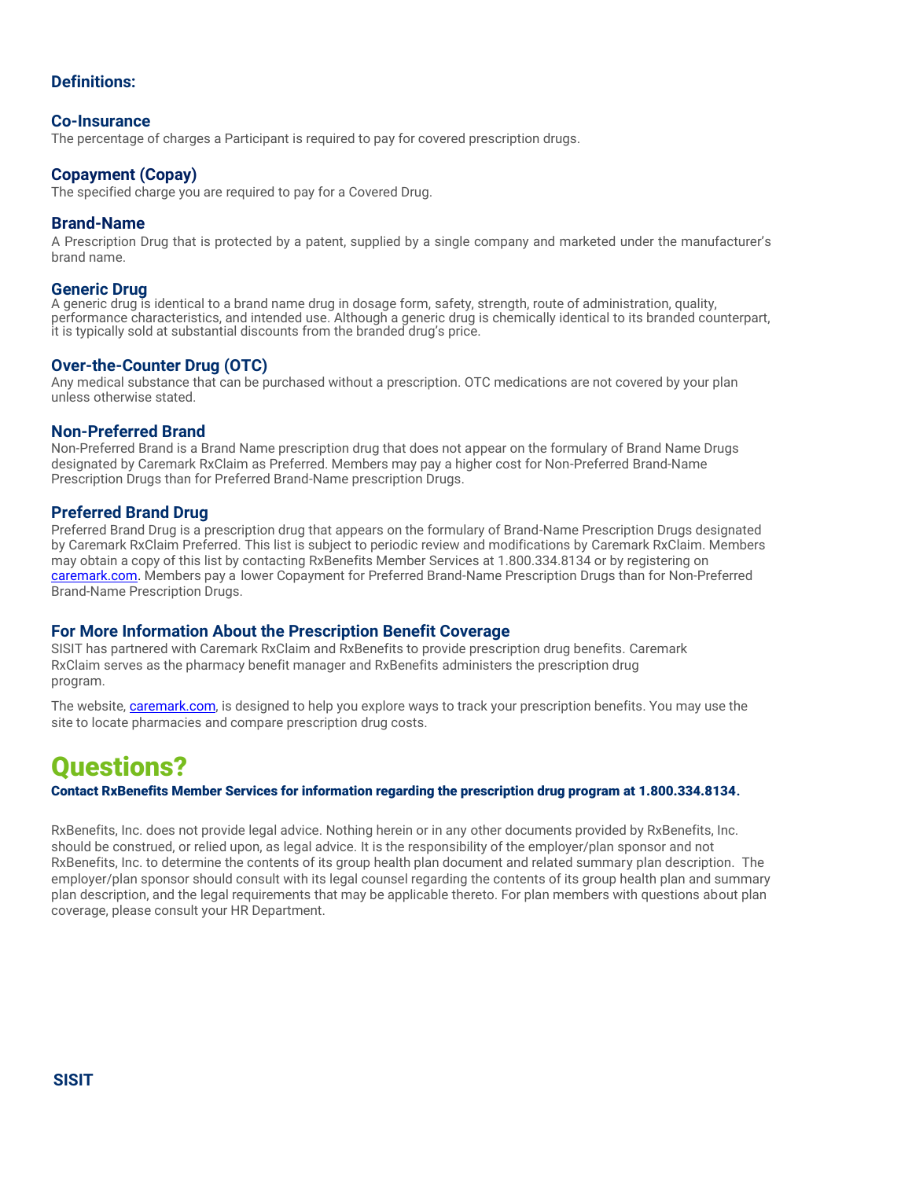## Definitions:

### Co-Insurance

The percentage of charges a Participant is required to pay for covered prescription drugs.

### Copayment (Copay)

The specified charge you are required to pay for a Covered Drug.

### Brand-Name

A Prescription Drug that is protected by a patent, supplied by a single company and marketed under the manufacturer's brand name.

### Generic Drug

A generic drug is identical to a brand name drug in dosage form, safety, strength, route of administration, quality, performance characteristics, and intended use. Although a generic drug is chemically identical to its branded counterpart, it is typically sold at substantial discounts from the branded drug's price.

### Over-the-Counter Drug (OTC)

Any medical substance that can be purchased without a prescription. OTC medications are not covered by your plan unless otherwise stated.

### Non-Preferred Brand

Non-Preferred Brand is a Brand Name prescription drug that does not appear on the formulary of Brand Name Drugs designated by Caremark RxClaim as Preferred. Members may pay a higher cost for Non-Preferred Brand-Name Prescription Drugs than for Preferred Brand-Name prescription Drugs.

### Preferred Brand Drug

Preferred Brand Drug is a prescription drug that appears on the formulary of Brand-Name Prescription Drugs designated by Caremark RxClaim Preferred. This list is subject to periodic review and modifications by Caremark RxClaim. Members may obtain a copy of this list by contacting RxBenefits Member Services at 1.800.334.8134 or by registering on caremark.com. Members pay a lower Copayment for Preferred Brand-Name Prescription Drugs than for Non-Preferred Brand-Name Prescription Drugs.

### For More Information About the Prescription Benefit Coverage

SISIT has partnered with Caremark RxClaim and RxBenefits to provide prescription drug benefits. Caremark RxClaim serves as the pharmacy benefit manager and RxBenefits administers the prescription drug program.

The website, caremark.com, is designed to help you explore ways to track your prescription benefits. You may use the site to locate pharmacies and compare prescription drug costs.

# Questions?

**Contact RxBenefits Member Services for information regarding the prescription drug program at 1.800.334.8134.**

RxBenefits, Inc. does not provide legal advice. Nothing herein or in any other documents provided by RxBenefits, Inc. should be construed, or relied upon, as legal advice. It is the responsibility of the employer/plan sponsor and not RxBenefits, Inc. to determine the contents of its group health plan document and related summary plan description. The employer/plan sponsor should consult with its legal counsel regarding the contents of its group health plan and summary plan description, and the legal requirements that may be applicable thereto. For plan members with questions about plan coverage, please consult your HR Department.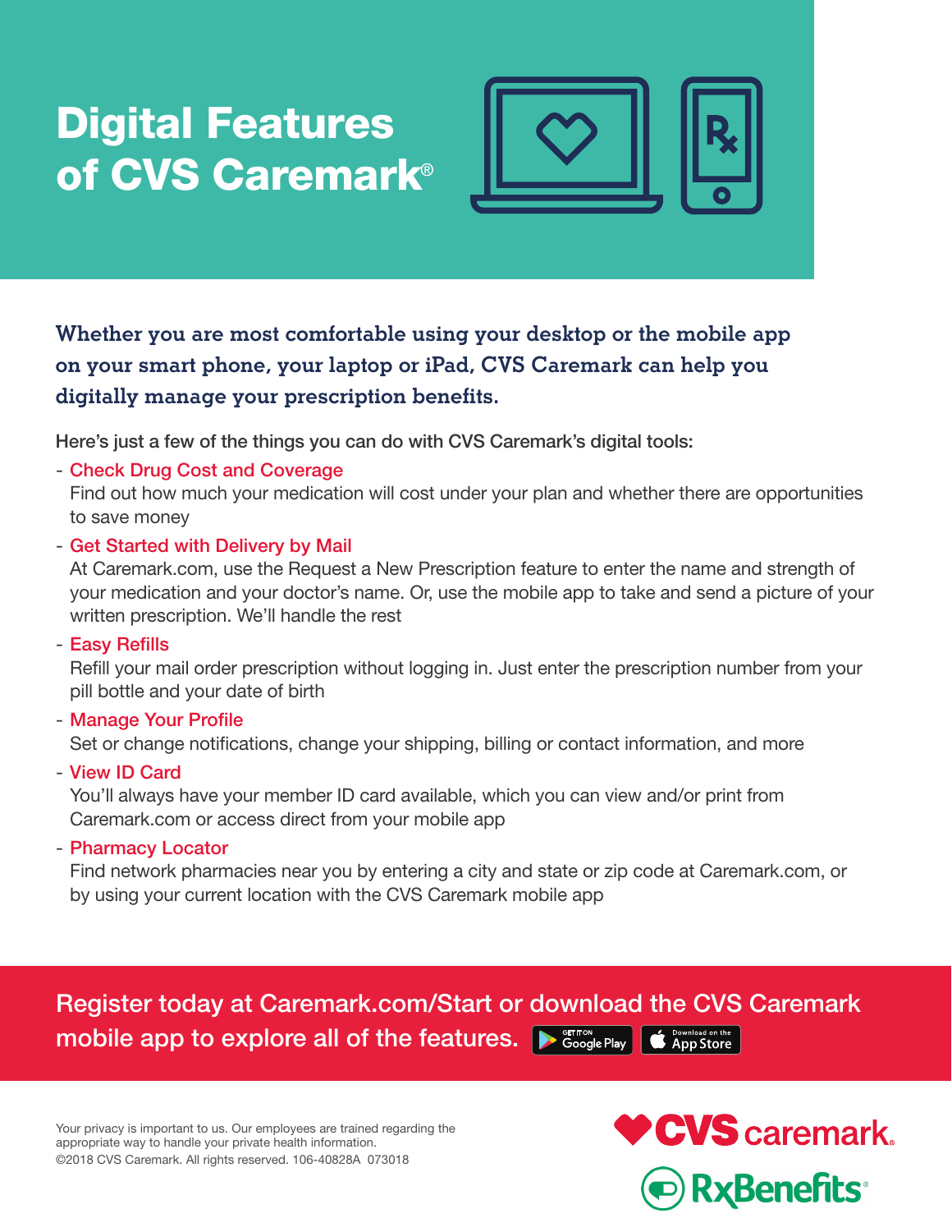# Digital Features of CVS Caremark®

**Whether you are most comfortable using your desktop or the mobile app on your smart phone, your laptop or iPad, CVS Caremark can help you digitally manage your prescription benefits.**

Here's just a few of the things you can do with CVS Caremark's digital tools:

- Check Drug Cost and Coverage
  Find out how much your medication will cost under your plan and whether there are opportunities to save money
- Get Started with Delivery by Mail
  At Caremark.com, use the Request a New Prescription feature to enter the name and strength of your medication and your doctor's name. Or, use the mobile app to take and send a picture of your written prescription. We'll handle the rest
- Easy Refills
  Refill your mail order prescription without logging in. Just enter the prescription number from your pill bottle and your date of birth
- Manage Your Profile
  Set or change notifications, change your shipping, billing or contact information, and more
- View ID Card
  You'll always have your member ID card available, which you can view and/or print from Caremark.com or access direct from your mobile app
- Pharmacy Locator
  Find network pharmacies near you by entering a city and state or zip code at Caremark.com, or by using your current location with the CVS Caremark mobile app

Register today at Caremark.com/Start or download the CVS Caremark mobile app to explore all of the features.

GET IT ON Google Play | Download on the App Store

Your privacy is important to us. Our employees are trained regarding the appropriate way to handle your private health information.
©2018 CVS Caremark. All rights reserved. 106-40828A 073018

CVS caremark.
RxBenefits®